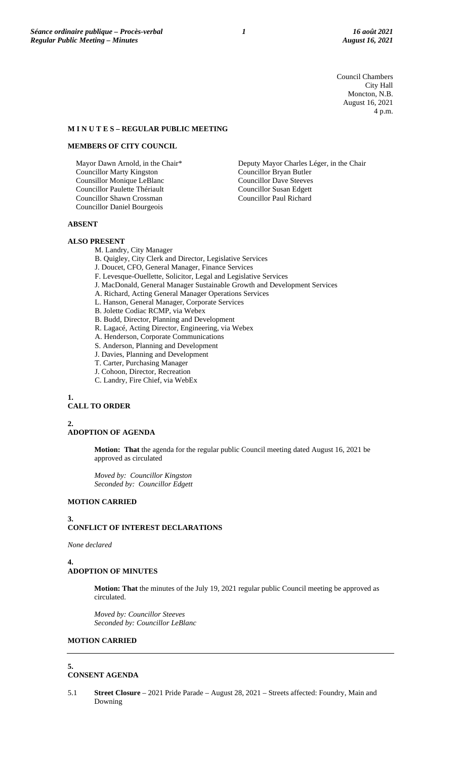Council Chambers
City Hall
Moncton, N.B.
August 16, 2021
4 p.m.

## M I N U T E S – REGULAR PUBLIC MEETING

### MEMBERS OF CITY COUNCIL

Mayor Dawn Arnold, in the Chair*
Councillor Marty Kingston
Counsillor Monique LeBlanc
Councillor Paulette Thériault
Councillor Shawn Crossman
Councillor Daniel Bourgeois
Deputy Mayor Charles Léger, in the Chair
Councillor Bryan Butler
Councillor Dave Steeves
Councillor Susan Edgett
Councillor Paul Richard

### ABSENT

### ALSO PRESENT

M. Landry, City Manager
B. Quigley, City Clerk and Director, Legislative Services
J. Doucet, CFO, General Manager, Finance Services
F. Levesque-Ouellette, Solicitor, Legal and Legislative Services
J. MacDonald, General Manager Sustainable Growth and Development Services
A. Richard, Acting General Manager Operations Services
L. Hanson, General Manager, Corporate Services
B. Jolette Codiac RCMP, via Webex
B. Budd, Director, Planning and Development
R. Lagacé, Acting Director, Engineering, via Webex
A. Henderson, Corporate Communications
S. Anderson, Planning and Development
J. Davies, Planning and Development
T. Carter, Purchasing Manager
J. Cohoon, Director, Recreation
C. Landry, Fire Chief, via WebEx

### 1. CALL TO ORDER

### 2. ADOPTION OF AGENDA

**Motion: That** the agenda for the regular public Council meeting dated August 16, 2021 be approved as circulated

*Moved by: Councillor Kingston*
*Seconded by: Councillor Edgett*

**MOTION CARRIED**

### 3. CONFLICT OF INTEREST DECLARATIONS

*None declared*

### 4. ADOPTION OF MINUTES

**Motion: That** the minutes of the July 19, 2021 regular public Council meeting be approved as circulated.

*Moved by: Councillor Steeves*
*Seconded by: Councillor LeBlanc*

**MOTION CARRIED**

---

### 5. CONSENT AGENDA

5.1 **Street Closure** – 2021 Pride Parade – August 28, 2021 – Streets affected: Foundry, Main and Downing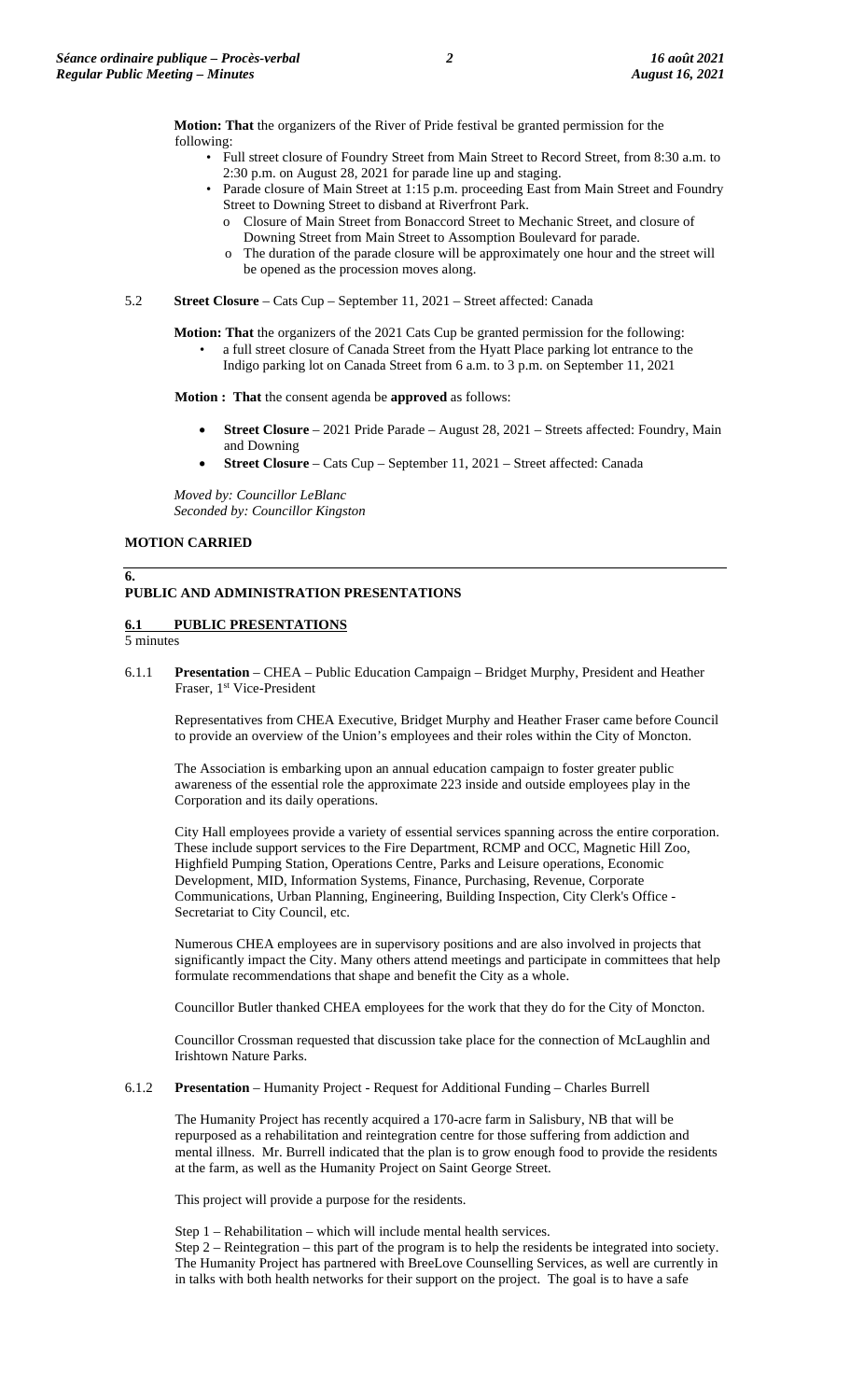**Motion: That** the organizers of the River of Pride festival be granted permission for the following:

- Full street closure of Foundry Street from Main Street to Record Street, from 8:30 a.m. to 2:30 p.m. on August 28, 2021 for parade line up and staging.
- Parade closure of Main Street at 1:15 p.m. proceeding East from Main Street and Foundry Street to Downing Street to disband at Riverfront Park.
  - Closure of Main Street from Bonaccord Street to Mechanic Street, and closure of Downing Street from Main Street to Assomption Boulevard for parade.
  - The duration of the parade closure will be approximately one hour and the street will be opened as the procession moves along.

5.2 **Street Closure** – Cats Cup – September 11, 2021 – Street affected: Canada

**Motion: That** the organizers of the 2021 Cats Cup be granted permission for the following:

- a full street closure of Canada Street from the Hyatt Place parking lot entrance to the Indigo parking lot on Canada Street from 6 a.m. to 3 p.m. on September 11, 2021

**Motion : That** the consent agenda be **approved** as follows:

- **Street Closure** – 2021 Pride Parade – August 28, 2021 – Streets affected: Foundry, Main and Downing
- **Street Closure** – Cats Cup – September 11, 2021 – Street affected: Canada

*Moved by: Councillor LeBlanc*
*Seconded by: Councillor Kingston*

**MOTION CARRIED**

## 6. PUBLIC AND ADMINISTRATION PRESENTATIONS

### 6.1 PUBLIC PRESENTATIONS

5 minutes

6.1.1 **Presentation** – CHEA – Public Education Campaign – Bridget Murphy, President and Heather Fraser, 1st Vice-President

Representatives from CHEA Executive, Bridget Murphy and Heather Fraser came before Council to provide an overview of the Union's employees and their roles within the City of Moncton.

The Association is embarking upon an annual education campaign to foster greater public awareness of the essential role the approximate 223 inside and outside employees play in the Corporation and its daily operations.

City Hall employees provide a variety of essential services spanning across the entire corporation. These include support services to the Fire Department, RCMP and OCC, Magnetic Hill Zoo, Highfield Pumping Station, Operations Centre, Parks and Leisure operations, Economic Development, MID, Information Systems, Finance, Purchasing, Revenue, Corporate Communications, Urban Planning, Engineering, Building Inspection, City Clerk's Office - Secretariat to City Council, etc.

Numerous CHEA employees are in supervisory positions and are also involved in projects that significantly impact the City. Many others attend meetings and participate in committees that help formulate recommendations that shape and benefit the City as a whole.

Councillor Butler thanked CHEA employees for the work that they do for the City of Moncton.

Councillor Crossman requested that discussion take place for the connection of McLaughlin and Irishtown Nature Parks.

6.1.2 **Presentation** – Humanity Project - Request for Additional Funding – Charles Burrell

The Humanity Project has recently acquired a 170-acre farm in Salisbury, NB that will be repurposed as a rehabilitation and reintegration centre for those suffering from addiction and mental illness. Mr. Burrell indicated that the plan is to grow enough food to provide the residents at the farm, as well as the Humanity Project on Saint George Street.

This project will provide a purpose for the residents.

Step 1 – Rehabilitation – which will include mental health services.
Step 2 – Reintegration – this part of the program is to help the residents be integrated into society. The Humanity Project has partnered with BreeLove Counselling Services, as well are currently in in talks with both health networks for their support on the project. The goal is to have a safe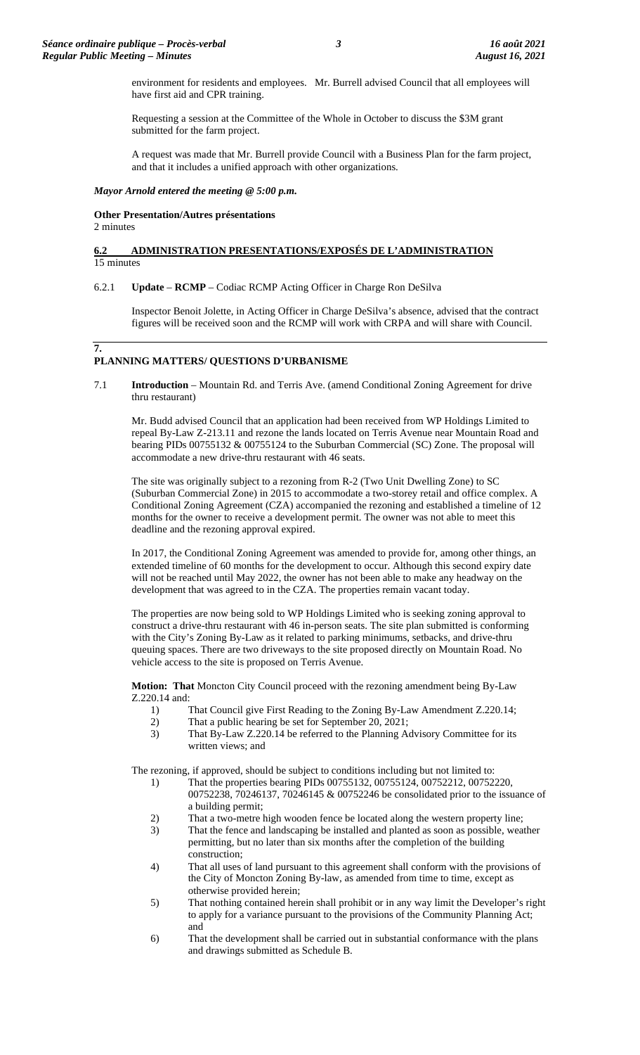environment for residents and employees. Mr. Burrell advised Council that all employees will have first aid and CPR training.

Requesting a session at the Committee of the Whole in October to discuss the $3M grant submitted for the farm project.

A request was made that Mr. Burrell provide Council with a Business Plan for the farm project, and that it includes a unified approach with other organizations.

***Mayor Arnold entered the meeting @ 5:00 p.m.***

**Other Presentation/Autres présentations**
2 minutes

## 6.2 ADMINISTRATION PRESENTATIONS/EXPOSÉS DE L'ADMINISTRATION

15 minutes

6.2.1 **Update** – **RCMP** – Codiac RCMP Acting Officer in Charge Ron DeSilva

Inspector Benoit Jolette, in Acting Officer in Charge DeSilva's absence, advised that the contract figures will be received soon and the RCMP will work with CRPA and will share with Council.

## 7. PLANNING MATTERS/ QUESTIONS D'URBANISME

7.1 **Introduction** – Mountain Rd. and Terris Ave. (amend Conditional Zoning Agreement for drive thru restaurant)

Mr. Budd advised Council that an application had been received from WP Holdings Limited to repeal By-Law Z-213.11 and rezone the lands located on Terris Avenue near Mountain Road and bearing PIDs 00755132 & 00755124 to the Suburban Commercial (SC) Zone. The proposal will accommodate a new drive-thru restaurant with 46 seats.

The site was originally subject to a rezoning from R-2 (Two Unit Dwelling Zone) to SC (Suburban Commercial Zone) in 2015 to accommodate a two-storey retail and office complex. A Conditional Zoning Agreement (CZA) accompanied the rezoning and established a timeline of 12 months for the owner to receive a development permit. The owner was not able to meet this deadline and the rezoning approval expired.

In 2017, the Conditional Zoning Agreement was amended to provide for, among other things, an extended timeline of 60 months for the development to occur. Although this second expiry date will not be reached until May 2022, the owner has not been able to make any headway on the development that was agreed to in the CZA. The properties remain vacant today.

The properties are now being sold to WP Holdings Limited who is seeking zoning approval to construct a drive-thru restaurant with 46 in-person seats. The site plan submitted is conforming with the City's Zoning By-Law as it related to parking minimums, setbacks, and drive-thru queuing spaces. There are two driveways to the site proposed directly on Mountain Road. No vehicle access to the site is proposed on Terris Avenue.

**Motion: That** Moncton City Council proceed with the rezoning amendment being By-Law Z.220.14 and:

1) That Council give First Reading to the Zoning By-Law Amendment Z.220.14;
2) That a public hearing be set for September 20, 2021;
3) That By-Law Z.220.14 be referred to the Planning Advisory Committee for its written views; and

The rezoning, if approved, should be subject to conditions including but not limited to:

1) That the properties bearing PIDs 00755132, 00755124, 00752212, 00752220, 00752238, 70246137, 70246145 & 00752246 be consolidated prior to the issuance of a building permit;
2) That a two-metre high wooden fence be located along the western property line;
3) That the fence and landscaping be installed and planted as soon as possible, weather permitting, but no later than six months after the completion of the building construction;
4) That all uses of land pursuant to this agreement shall conform with the provisions of the City of Moncton Zoning By-law, as amended from time to time, except as otherwise provided herein;
5) That nothing contained herein shall prohibit or in any way limit the Developer's right to apply for a variance pursuant to the provisions of the Community Planning Act; and
6) That the development shall be carried out in substantial conformance with the plans and drawings submitted as Schedule B.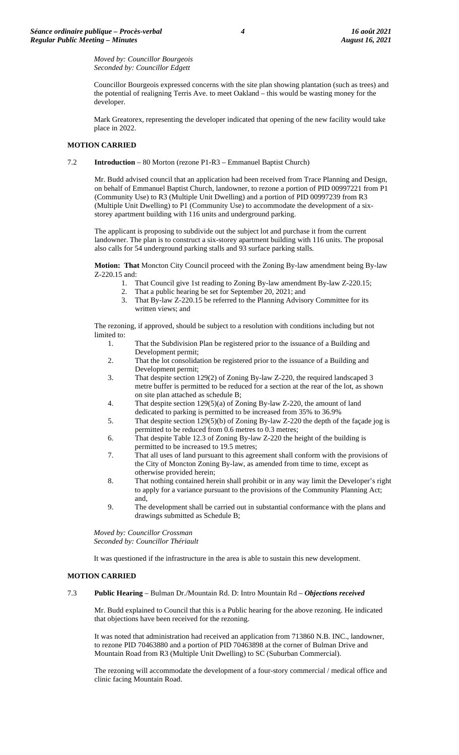*Moved by: Councillor Bourgeois*
*Seconded by: Councillor Edgett*

Councillor Bourgeois expressed concerns with the site plan showing plantation (such as trees) and the potential of realigning Terris Ave. to meet Oakland – this would be wasting money for the developer.

Mark Greatorex, representing the developer indicated that opening of the new facility would take place in 2022.

**MOTION CARRIED**

7.2 **Introduction** – 80 Morton (rezone P1-R3 – Emmanuel Baptist Church)

Mr. Budd advised council that an application had been received from Trace Planning and Design, on behalf of Emmanuel Baptist Church, landowner, to rezone a portion of PID 00997221 from P1 (Community Use) to R3 (Multiple Unit Dwelling) and a portion of PID 00997239 from R3 (Multiple Unit Dwelling) to P1 (Community Use) to accommodate the development of a six-storey apartment building with 116 units and underground parking.

The applicant is proposing to subdivide out the subject lot and purchase it from the current landowner. The plan is to construct a six-storey apartment building with 116 units. The proposal also calls for 54 underground parking stalls and 93 surface parking stalls.

**Motion: That** Moncton City Council proceed with the Zoning By-law amendment being By-law Z-220.15 and:

1. That Council give 1st reading to Zoning By-law amendment By-law Z-220.15;
2. That a public hearing be set for September 20, 2021; and
3. That By-law Z-220.15 be referred to the Planning Advisory Committee for its written views; and

The rezoning, if approved, should be subject to a resolution with conditions including but not limited to:

1. That the Subdivision Plan be registered prior to the issuance of a Building and Development permit;
2. That the lot consolidation be registered prior to the issuance of a Building and Development permit;
3. That despite section 129(2) of Zoning By-law Z-220, the required landscaped 3 metre buffer is permitted to be reduced for a section at the rear of the lot, as shown on site plan attached as schedule B;
4. That despite section 129(5)(a) of Zoning By-law Z-220, the amount of land dedicated to parking is permitted to be increased from 35% to 36.9%
5. That despite section 129(5)(b) of Zoning By-law Z-220 the depth of the façade jog is permitted to be reduced from 0.6 metres to 0.3 metres;
6. That despite Table 12.3 of Zoning By-law Z-220 the height of the building is permitted to be increased to 19.5 metres;
7. That all uses of land pursuant to this agreement shall conform with the provisions of the City of Moncton Zoning By-law, as amended from time to time, except as otherwise provided herein;
8. That nothing contained herein shall prohibit or in any way limit the Developer's right to apply for a variance pursuant to the provisions of the Community Planning Act; and,
9. The development shall be carried out in substantial conformance with the plans and drawings submitted as Schedule B;

*Moved by: Councillor Crossman*
*Seconded by: Councillor Thériault*

It was questioned if the infrastructure in the area is able to sustain this new development.

**MOTION CARRIED**

7.3 **Public Hearing** – Bulman Dr./Mountain Rd. D: Intro Mountain Rd – ***Objections received***

Mr. Budd explained to Council that this is a Public hearing for the above rezoning. He indicated that objections have been received for the rezoning.

It was noted that administration had received an application from 713860 N.B. INC., landowner, to rezone PID 70463880 and a portion of PID 70463898 at the corner of Bulman Drive and Mountain Road from R3 (Multiple Unit Dwelling) to SC (Suburban Commercial).

The rezoning will accommodate the development of a four-story commercial / medical office and clinic facing Mountain Road.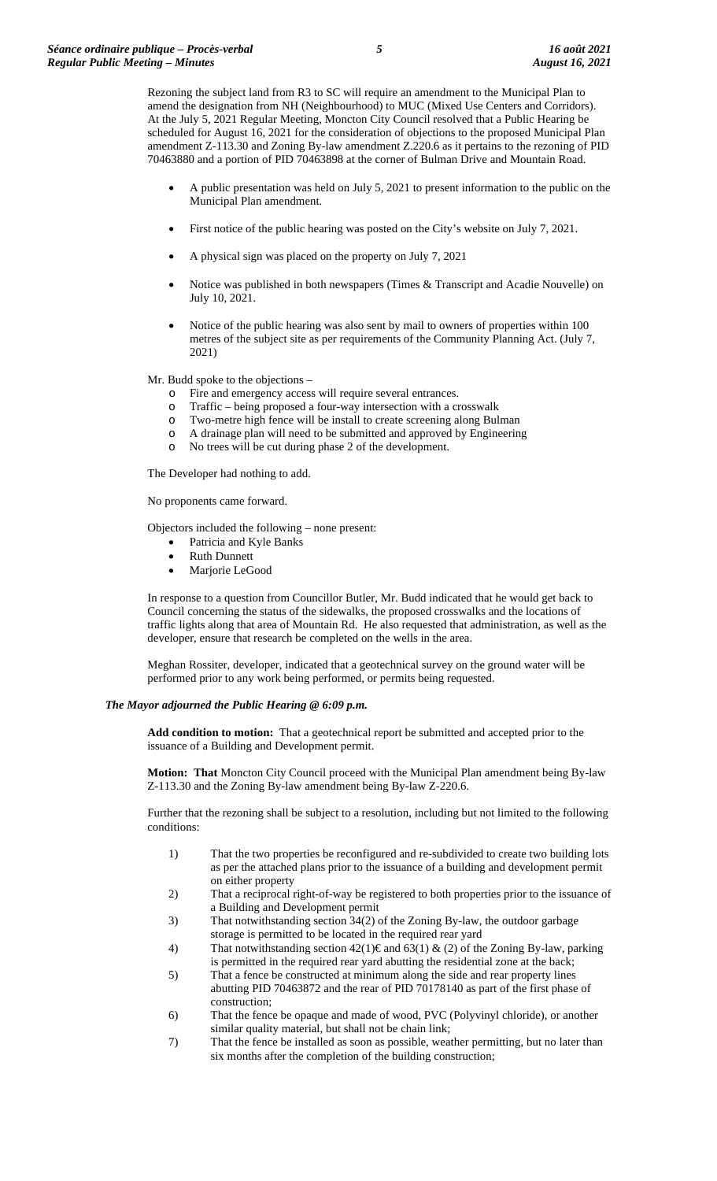Rezoning the subject land from R3 to SC will require an amendment to the Municipal Plan to amend the designation from NH (Neighbourhood) to MUC (Mixed Use Centers and Corridors). At the July 5, 2021 Regular Meeting, Moncton City Council resolved that a Public Hearing be scheduled for August 16, 2021 for the consideration of objections to the proposed Municipal Plan amendment Z-113.30 and Zoning By-law amendment Z.220.6 as it pertains to the rezoning of PID 70463880 and a portion of PID 70463898 at the corner of Bulman Drive and Mountain Road.

- A public presentation was held on July 5, 2021 to present information to the public on the Municipal Plan amendment.
- First notice of the public hearing was posted on the City's website on July 7, 2021.
- A physical sign was placed on the property on July 7, 2021
- Notice was published in both newspapers (Times & Transcript and Acadie Nouvelle) on July 10, 2021.
- Notice of the public hearing was also sent by mail to owners of properties within 100 metres of the subject site as per requirements of the Community Planning Act. (July 7, 2021)

Mr. Budd spoke to the objections –

- Fire and emergency access will require several entrances.
- Traffic – being proposed a four-way intersection with a crosswalk
- Two-metre high fence will be install to create screening along Bulman
- A drainage plan will need to be submitted and approved by Engineering
- No trees will be cut during phase 2 of the development.

The Developer had nothing to add.

No proponents came forward.

Objectors included the following – none present:

- Patricia and Kyle Banks
- Ruth Dunnett
- Marjorie LeGood

In response to a question from Councillor Butler, Mr. Budd indicated that he would get back to Council concerning the status of the sidewalks, the proposed crosswalks and the locations of traffic lights along that area of Mountain Rd. He also requested that administration, as well as the developer, ensure that research be completed on the wells in the area.

Meghan Rossiter, developer, indicated that a geotechnical survey on the ground water will be performed prior to any work being performed, or permits being requested.

***The Mayor adjourned the Public Hearing @ 6:09 p.m.***

**Add condition to motion:** That a geotechnical report be submitted and accepted prior to the issuance of a Building and Development permit.

**Motion: That** Moncton City Council proceed with the Municipal Plan amendment being By-law Z-113.30 and the Zoning By-law amendment being By-law Z-220.6.

Further that the rezoning shall be subject to a resolution, including but not limited to the following conditions:

1) That the two properties be reconfigured and re-subdivided to create two building lots as per the attached plans prior to the issuance of a building and development permit on either property
2) That a reciprocal right-of-way be registered to both properties prior to the issuance of a Building and Development permit
3) That notwithstanding section 34(2) of the Zoning By-law, the outdoor garbage storage is permitted to be located in the required rear yard
4) That notwithstanding section 42(1)€ and 63(1) & (2) of the Zoning By-law, parking is permitted in the required rear yard abutting the residential zone at the back;
5) That a fence be constructed at minimum along the side and rear property lines abutting PID 70463872 and the rear of PID 70178140 as part of the first phase of construction;
6) That the fence be opaque and made of wood, PVC (Polyvinyl chloride), or another similar quality material, but shall not be chain link;
7) That the fence be installed as soon as possible, weather permitting, but no later than six months after the completion of the building construction;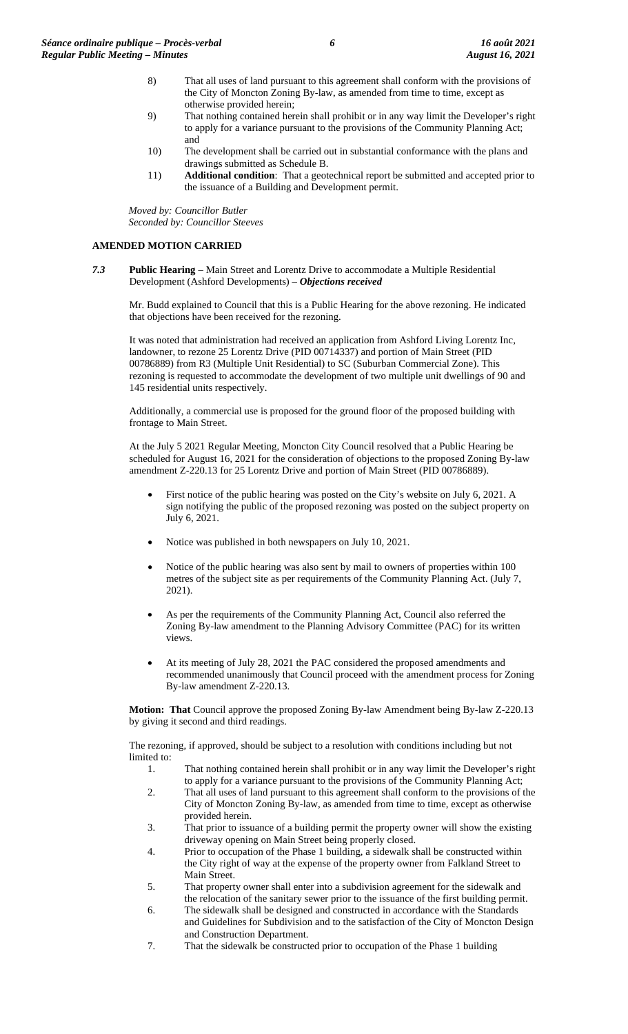8) That all uses of land pursuant to this agreement shall conform with the provisions of the City of Moncton Zoning By-law, as amended from time to time, except as otherwise provided herein;
9) That nothing contained herein shall prohibit or in any way limit the Developer's right to apply for a variance pursuant to the provisions of the Community Planning Act; and
10) The development shall be carried out in substantial conformance with the plans and drawings submitted as Schedule B.
11) **Additional condition**: That a geotechnical report be submitted and accepted prior to the issuance of a Building and Development permit.

*Moved by: Councillor Butler*
*Seconded by: Councillor Steeves*

**AMENDED MOTION CARRIED**

***7.3*** **Public Hearing** – Main Street and Lorentz Drive to accommodate a Multiple Residential Development (Ashford Developments) – ***Objections received***

Mr. Budd explained to Council that this is a Public Hearing for the above rezoning. He indicated that objections have been received for the rezoning.

It was noted that administration had received an application from Ashford Living Lorentz Inc, landowner, to rezone 25 Lorentz Drive (PID 00714337) and portion of Main Street (PID 00786889) from R3 (Multiple Unit Residential) to SC (Suburban Commercial Zone). This rezoning is requested to accommodate the development of two multiple unit dwellings of 90 and 145 residential units respectively.

Additionally, a commercial use is proposed for the ground floor of the proposed building with frontage to Main Street.

At the July 5 2021 Regular Meeting, Moncton City Council resolved that a Public Hearing be scheduled for August 16, 2021 for the consideration of objections to the proposed Zoning By-law amendment Z-220.13 for 25 Lorentz Drive and portion of Main Street (PID 00786889).

- First notice of the public hearing was posted on the City's website on July 6, 2021. A sign notifying the public of the proposed rezoning was posted on the subject property on July 6, 2021.
- Notice was published in both newspapers on July 10, 2021.
- Notice of the public hearing was also sent by mail to owners of properties within 100 metres of the subject site as per requirements of the Community Planning Act. (July 7, 2021).
- As per the requirements of the Community Planning Act, Council also referred the Zoning By-law amendment to the Planning Advisory Committee (PAC) for its written views.
- At its meeting of July 28, 2021 the PAC considered the proposed amendments and recommended unanimously that Council proceed with the amendment process for Zoning By-law amendment Z-220.13.

**Motion: That** Council approve the proposed Zoning By-law Amendment being By-law Z-220.13 by giving it second and third readings.

The rezoning, if approved, should be subject to a resolution with conditions including but not limited to:

1. That nothing contained herein shall prohibit or in any way limit the Developer's right to apply for a variance pursuant to the provisions of the Community Planning Act;
2. That all uses of land pursuant to this agreement shall conform to the provisions of the City of Moncton Zoning By-law, as amended from time to time, except as otherwise provided herein.
3. That prior to issuance of a building permit the property owner will show the existing driveway opening on Main Street being properly closed.
4. Prior to occupation of the Phase 1 building, a sidewalk shall be constructed within the City right of way at the expense of the property owner from Falkland Street to Main Street.
5. That property owner shall enter into a subdivision agreement for the sidewalk and the relocation of the sanitary sewer prior to the issuance of the first building permit.
6. The sidewalk shall be designed and constructed in accordance with the Standards and Guidelines for Subdivision and to the satisfaction of the City of Moncton Design and Construction Department.
7. That the sidewalk be constructed prior to occupation of the Phase 1 building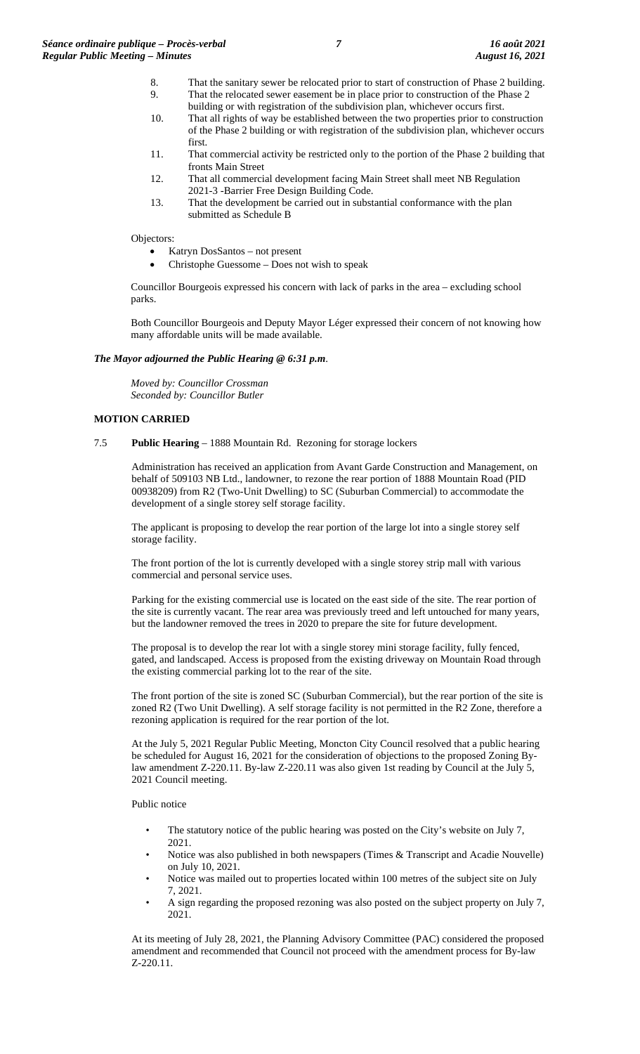8. That the sanitary sewer be relocated prior to start of construction of Phase 2 building.
9. That the relocated sewer easement be in place prior to construction of the Phase 2 building or with registration of the subdivision plan, whichever occurs first.
10. That all rights of way be established between the two properties prior to construction of the Phase 2 building or with registration of the subdivision plan, whichever occurs first.
11. That commercial activity be restricted only to the portion of the Phase 2 building that fronts Main Street
12. That all commercial development facing Main Street shall meet NB Regulation 2021-3 -Barrier Free Design Building Code.
13. That the development be carried out in substantial conformance with the plan submitted as Schedule B

Objectors:

- Katryn DosSantos – not present
- Christophe Guessome – Does not wish to speak

Councillor Bourgeois expressed his concern with lack of parks in the area – excluding school parks.

Both Councillor Bourgeois and Deputy Mayor Léger expressed their concern of not knowing how many affordable units will be made available.

***The Mayor adjourned the Public Hearing @ 6:31 p.m**.*

*Moved by: Councillor Crossman*
*Seconded by: Councillor Butler*

**MOTION CARRIED**

7.5 **Public Hearing** – 1888 Mountain Rd. Rezoning for storage lockers

Administration has received an application from Avant Garde Construction and Management, on behalf of 509103 NB Ltd., landowner, to rezone the rear portion of 1888 Mountain Road (PID 00938209) from R2 (Two-Unit Dwelling) to SC (Suburban Commercial) to accommodate the development of a single storey self storage facility.

The applicant is proposing to develop the rear portion of the large lot into a single storey self storage facility.

The front portion of the lot is currently developed with a single storey strip mall with various commercial and personal service uses.

Parking for the existing commercial use is located on the east side of the site. The rear portion of the site is currently vacant. The rear area was previously treed and left untouched for many years, but the landowner removed the trees in 2020 to prepare the site for future development.

The proposal is to develop the rear lot with a single storey mini storage facility, fully fenced, gated, and landscaped. Access is proposed from the existing driveway on Mountain Road through the existing commercial parking lot to the rear of the site.

The front portion of the site is zoned SC (Suburban Commercial), but the rear portion of the site is zoned R2 (Two Unit Dwelling). A self storage facility is not permitted in the R2 Zone, therefore a rezoning application is required for the rear portion of the lot.

At the July 5, 2021 Regular Public Meeting, Moncton City Council resolved that a public hearing be scheduled for August 16, 2021 for the consideration of objections to the proposed Zoning By-law amendment Z-220.11. By-law Z-220.11 was also given 1st reading by Council at the July 5, 2021 Council meeting.

Public notice

- The statutory notice of the public hearing was posted on the City's website on July 7, 2021.
- Notice was also published in both newspapers (Times & Transcript and Acadie Nouvelle) on July 10, 2021.
- Notice was mailed out to properties located within 100 metres of the subject site on July 7, 2021.
- A sign regarding the proposed rezoning was also posted on the subject property on July 7, 2021.

At its meeting of July 28, 2021, the Planning Advisory Committee (PAC) considered the proposed amendment and recommended that Council not proceed with the amendment process for By-law Z-220.11.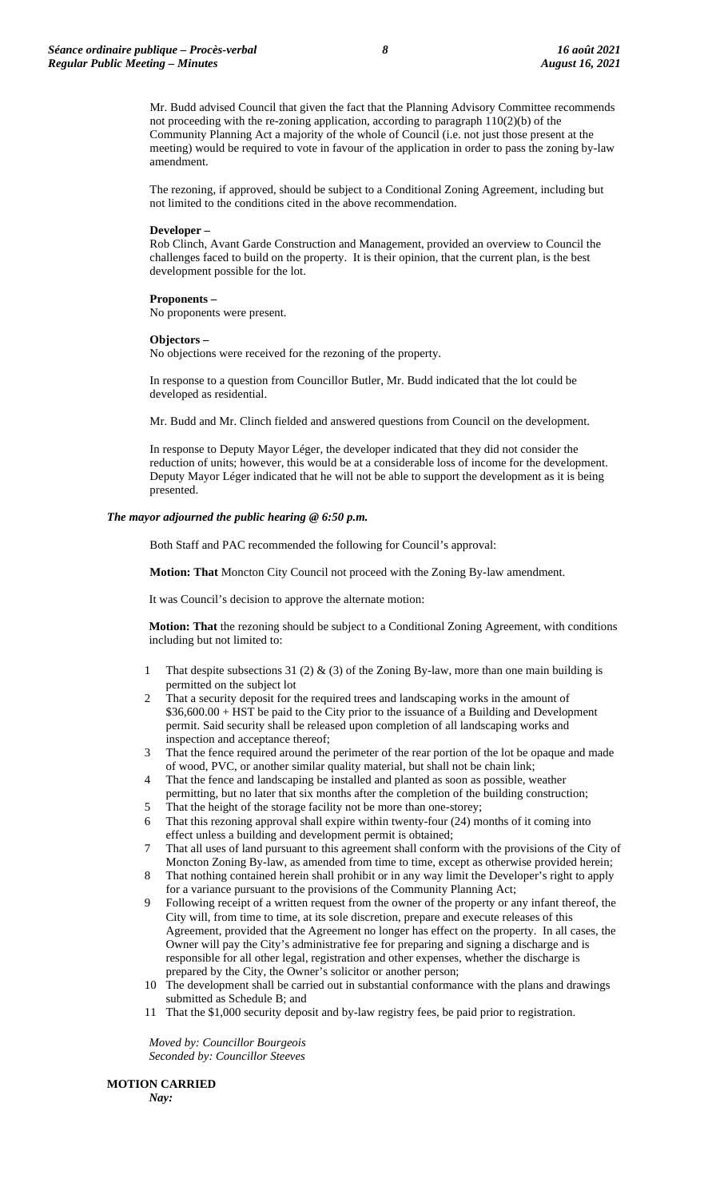Mr. Budd advised Council that given the fact that the Planning Advisory Committee recommends not proceeding with the re-zoning application, according to paragraph 110(2)(b) of the Community Planning Act a majority of the whole of Council (i.e. not just those present at the meeting) would be required to vote in favour of the application in order to pass the zoning by-law amendment.

The rezoning, if approved, should be subject to a Conditional Zoning Agreement, including but not limited to the conditions cited in the above recommendation.

**Developer –**
Rob Clinch, Avant Garde Construction and Management, provided an overview to Council the challenges faced to build on the property. It is their opinion, that the current plan, is the best development possible for the lot.

**Proponents –**
No proponents were present.

**Objectors –**
No objections were received for the rezoning of the property.

In response to a question from Councillor Butler, Mr. Budd indicated that the lot could be developed as residential.

Mr. Budd and Mr. Clinch fielded and answered questions from Council on the development.

In response to Deputy Mayor Léger, the developer indicated that they did not consider the reduction of units; however, this would be at a considerable loss of income for the development. Deputy Mayor Léger indicated that he will not be able to support the development as it is being presented.

***The mayor adjourned the public hearing @ 6:50 p.m.***

Both Staff and PAC recommended the following for Council's approval:

**Motion: That** Moncton City Council not proceed with the Zoning By-law amendment.

It was Council's decision to approve the alternate motion:

**Motion: That** the rezoning should be subject to a Conditional Zoning Agreement, with conditions including but not limited to:

1 That despite subsections 31 (2) & (3) of the Zoning By-law, more than one main building is permitted on the subject lot
2 That a security deposit for the required trees and landscaping works in the amount of $36,600.00 + HST be paid to the City prior to the issuance of a Building and Development permit. Said security shall be released upon completion of all landscaping works and inspection and acceptance thereof;
3 That the fence required around the perimeter of the rear portion of the lot be opaque and made of wood, PVC, or another similar quality material, but shall not be chain link;
4 That the fence and landscaping be installed and planted as soon as possible, weather permitting, but no later that six months after the completion of the building construction;
5 That the height of the storage facility not be more than one-storey;
6 That this rezoning approval shall expire within twenty-four (24) months of it coming into effect unless a building and development permit is obtained;
7 That all uses of land pursuant to this agreement shall conform with the provisions of the City of Moncton Zoning By-law, as amended from time to time, except as otherwise provided herein;
8 That nothing contained herein shall prohibit or in any way limit the Developer's right to apply for a variance pursuant to the provisions of the Community Planning Act;
9 Following receipt of a written request from the owner of the property or any infant thereof, the City will, from time to time, at its sole discretion, prepare and execute releases of this Agreement, provided that the Agreement no longer has effect on the property. In all cases, the Owner will pay the City's administrative fee for preparing and signing a discharge and is responsible for all other legal, registration and other expenses, whether the discharge is prepared by the City, the Owner's solicitor or another person;
10 The development shall be carried out in substantial conformance with the plans and drawings submitted as Schedule B; and
11 That the $1,000 security deposit and by-law registry fees, be paid prior to registration.

*Moved by: Councillor Bourgeois*
*Seconded by: Councillor Steeves*

**MOTION CARRIED**
***Nay:***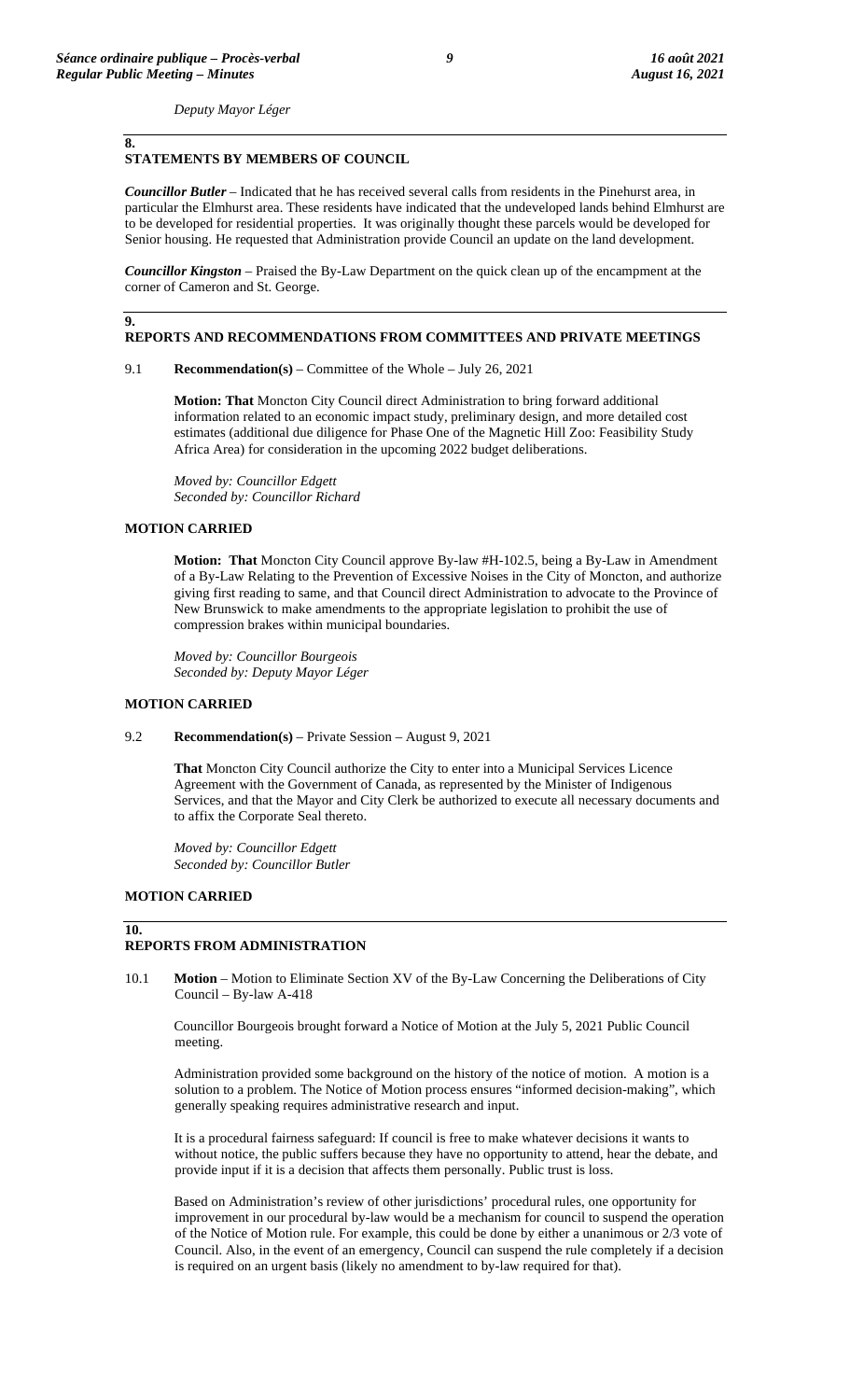*Deputy Mayor Léger*

## 8. STATEMENTS BY MEMBERS OF COUNCIL

***Councillor Butler*** – Indicated that he has received several calls from residents in the Pinehurst area, in particular the Elmhurst area. These residents have indicated that the undeveloped lands behind Elmhurst are to be developed for residential properties. It was originally thought these parcels would be developed for Senior housing. He requested that Administration provide Council an update on the land development.

***Councillor Kingston*** – Praised the By-Law Department on the quick clean up of the encampment at the corner of Cameron and St. George.

## 9. REPORTS AND RECOMMENDATIONS FROM COMMITTEES AND PRIVATE MEETINGS

9.1 **Recommendation(s)** – Committee of the Whole – July 26, 2021

**Motion: That** Moncton City Council direct Administration to bring forward additional information related to an economic impact study, preliminary design, and more detailed cost estimates (additional due diligence for Phase One of the Magnetic Hill Zoo: Feasibility Study Africa Area) for consideration in the upcoming 2022 budget deliberations.

*Moved by: Councillor Edgett*
*Seconded by: Councillor Richard*

**MOTION CARRIED**

**Motion: That** Moncton City Council approve By-law #H-102.5, being a By-Law in Amendment of a By-Law Relating to the Prevention of Excessive Noises in the City of Moncton, and authorize giving first reading to same, and that Council direct Administration to advocate to the Province of New Brunswick to make amendments to the appropriate legislation to prohibit the use of compression brakes within municipal boundaries.

*Moved by: Councillor Bourgeois*
*Seconded by: Deputy Mayor Léger*

**MOTION CARRIED**

9.2 **Recommendation(s)** – Private Session – August 9, 2021

**That** Moncton City Council authorize the City to enter into a Municipal Services Licence Agreement with the Government of Canada, as represented by the Minister of Indigenous Services, and that the Mayor and City Clerk be authorized to execute all necessary documents and to affix the Corporate Seal thereto.

*Moved by: Councillor Edgett*
*Seconded by: Councillor Butler*

**MOTION CARRIED**

## 10. REPORTS FROM ADMINISTRATION

10.1 **Motion** – Motion to Eliminate Section XV of the By-Law Concerning the Deliberations of City Council – By-law A-418

Councillor Bourgeois brought forward a Notice of Motion at the July 5, 2021 Public Council meeting.

Administration provided some background on the history of the notice of motion. A motion is a solution to a problem. The Notice of Motion process ensures "informed decision-making", which generally speaking requires administrative research and input.

It is a procedural fairness safeguard: If council is free to make whatever decisions it wants to without notice, the public suffers because they have no opportunity to attend, hear the debate, and provide input if it is a decision that affects them personally. Public trust is loss.

Based on Administration's review of other jurisdictions' procedural rules, one opportunity for improvement in our procedural by-law would be a mechanism for council to suspend the operation of the Notice of Motion rule. For example, this could be done by either a unanimous or 2/3 vote of Council. Also, in the event of an emergency, Council can suspend the rule completely if a decision is required on an urgent basis (likely no amendment to by-law required for that).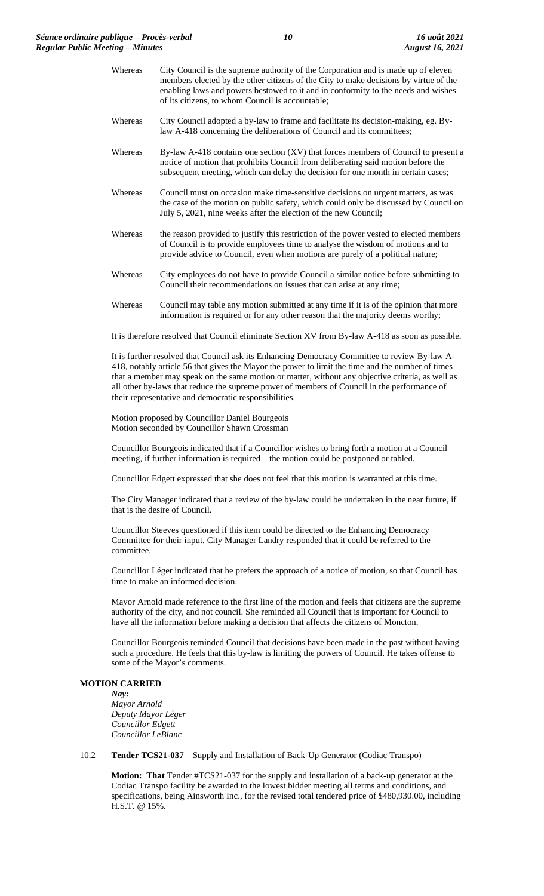Whereas City Council is the supreme authority of the Corporation and is made up of eleven members elected by the other citizens of the City to make decisions by virtue of the enabling laws and powers bestowed to it and in conformity to the needs and wishes of its citizens, to whom Council is accountable;

Whereas City Council adopted a by-law to frame and facilitate its decision-making, eg. By-law A-418 concerning the deliberations of Council and its committees;

Whereas By-law A-418 contains one section (XV) that forces members of Council to present a notice of motion that prohibits Council from deliberating said motion before the subsequent meeting, which can delay the decision for one month in certain cases;

Whereas Council must on occasion make time-sensitive decisions on urgent matters, as was the case of the motion on public safety, which could only be discussed by Council on July 5, 2021, nine weeks after the election of the new Council;

Whereas the reason provided to justify this restriction of the power vested to elected members of Council is to provide employees time to analyse the wisdom of motions and to provide advice to Council, even when motions are purely of a political nature;

Whereas City employees do not have to provide Council a similar notice before submitting to Council their recommendations on issues that can arise at any time;

Whereas Council may table any motion submitted at any time if it is of the opinion that more information is required or for any other reason that the majority deems worthy;

It is therefore resolved that Council eliminate Section XV from By-law A-418 as soon as possible.

It is further resolved that Council ask its Enhancing Democracy Committee to review By-law A-418, notably article 56 that gives the Mayor the power to limit the time and the number of times that a member may speak on the same motion or matter, without any objective criteria, as well as all other by-laws that reduce the supreme power of members of Council in the performance of their representative and democratic responsibilities.

Motion proposed by Councillor Daniel Bourgeois
Motion seconded by Councillor Shawn Crossman

Councillor Bourgeois indicated that if a Councillor wishes to bring forth a motion at a Council meeting, if further information is required – the motion could be postponed or tabled.

Councillor Edgett expressed that she does not feel that this motion is warranted at this time.

The City Manager indicated that a review of the by-law could be undertaken in the near future, if that is the desire of Council.

Councillor Steeves questioned if this item could be directed to the Enhancing Democracy Committee for their input. City Manager Landry responded that it could be referred to the committee.

Councillor Léger indicated that he prefers the approach of a notice of motion, so that Council has time to make an informed decision.

Mayor Arnold made reference to the first line of the motion and feels that citizens are the supreme authority of the city, and not council. She reminded all Council that is important for Council to have all the information before making a decision that affects the citizens of Moncton.

Councillor Bourgeois reminded Council that decisions have been made in the past without having such a procedure. He feels that this by-law is limiting the powers of Council. He takes offense to some of the Mayor's comments.

**MOTION CARRIED**

*Nay:*
*Mayor Arnold*
*Deputy Mayor Léger*
*Councillor Edgett*
*Councillor LeBlanc*

10.2 **Tender TCS21-037** – Supply and Installation of Back-Up Generator (Codiac Transpo)

**Motion: That** Tender #TCS21-037 for the supply and installation of a back-up generator at the Codiac Transpo facility be awarded to the lowest bidder meeting all terms and conditions, and specifications, being Ainsworth Inc., for the revised total tendered price of $480,930.00, including H.S.T. @ 15%.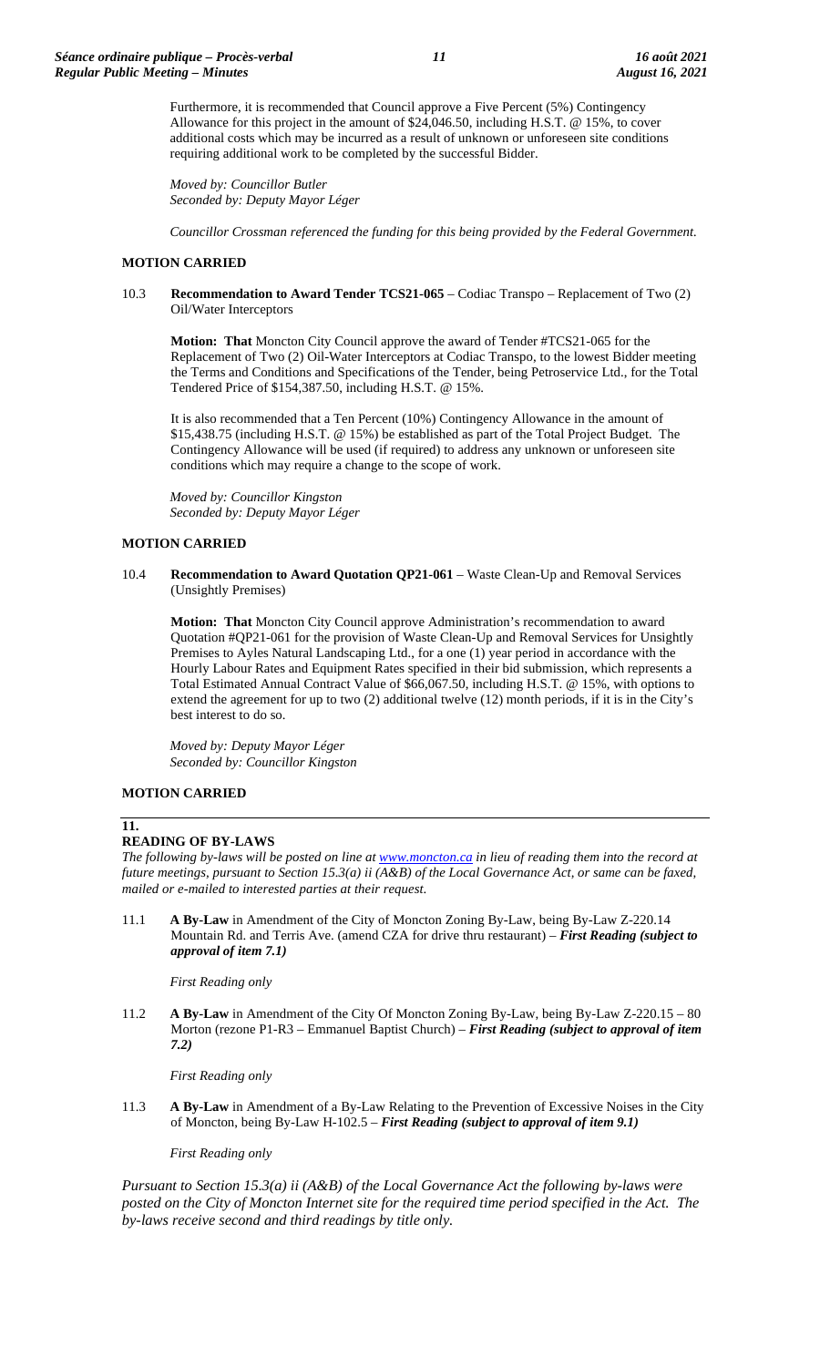Furthermore, it is recommended that Council approve a Five Percent (5%) Contingency Allowance for this project in the amount of $24,046.50, including H.S.T. @ 15%, to cover additional costs which may be incurred as a result of unknown or unforeseen site conditions requiring additional work to be completed by the successful Bidder.

*Moved by: Councillor Butler*
*Seconded by: Deputy Mayor Léger*

*Councillor Crossman referenced the funding for this being provided by the Federal Government.*

**MOTION CARRIED**

10.3 **Recommendation to Award Tender TCS21-065** – Codiac Transpo – Replacement of Two (2) Oil/Water Interceptors

**Motion: That** Moncton City Council approve the award of Tender #TCS21-065 for the Replacement of Two (2) Oil-Water Interceptors at Codiac Transpo, to the lowest Bidder meeting the Terms and Conditions and Specifications of the Tender, being Petroservice Ltd., for the Total Tendered Price of $154,387.50, including H.S.T. @ 15%.

It is also recommended that a Ten Percent (10%) Contingency Allowance in the amount of $15,438.75 (including H.S.T. @ 15%) be established as part of the Total Project Budget. The Contingency Allowance will be used (if required) to address any unknown or unforeseen site conditions which may require a change to the scope of work.

*Moved by: Councillor Kingston*
*Seconded by: Deputy Mayor Léger*

**MOTION CARRIED**

10.4 **Recommendation to Award Quotation QP21-061** – Waste Clean-Up and Removal Services (Unsightly Premises)

**Motion: That** Moncton City Council approve Administration's recommendation to award Quotation #QP21-061 for the provision of Waste Clean-Up and Removal Services for Unsightly Premises to Ayles Natural Landscaping Ltd., for a one (1) year period in accordance with the Hourly Labour Rates and Equipment Rates specified in their bid submission, which represents a Total Estimated Annual Contract Value of $66,067.50, including H.S.T. @ 15%, with options to extend the agreement for up to two (2) additional twelve (12) month periods, if it is in the City's best interest to do so.

*Moved by: Deputy Mayor Léger*
*Seconded by: Councillor Kingston*

**MOTION CARRIED**

## 11. READING OF BY-LAWS

*The following by-laws will be posted on line at www.moncton.ca in lieu of reading them into the record at future meetings, pursuant to Section 15.3(a) ii (A&B) of the Local Governance Act, or same can be faxed, mailed or e-mailed to interested parties at their request.*

11.1 **A By-Law** in Amendment of the City of Moncton Zoning By-Law, being By-Law Z-220.14 Mountain Rd. and Terris Ave. (amend CZA for drive thru restaurant) – ***First Reading (subject to approval of item 7.1)***

*First Reading only*

11.2 **A By-Law** in Amendment of the City Of Moncton Zoning By-Law, being By-Law Z-220.15 – 80 Morton (rezone P1-R3 – Emmanuel Baptist Church) – ***First Reading (subject to approval of item 7.2)***

*First Reading only*

11.3 **A By-Law** in Amendment of a By-Law Relating to the Prevention of Excessive Noises in the City of Moncton, being By-Law H-102.5 – ***First Reading (subject to approval of item 9.1)***

*First Reading only*

*Pursuant to Section 15.3(a) ii (A&B) of the Local Governance Act the following by-laws were posted on the City of Moncton Internet site for the required time period specified in the Act. The by-laws receive second and third readings by title only.*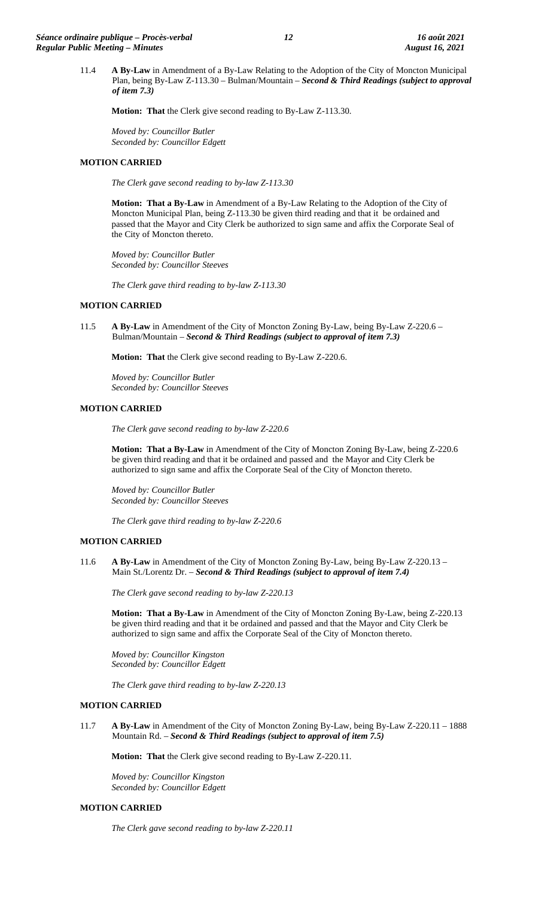11.4 **A By-Law** in Amendment of a By-Law Relating to the Adoption of the City of Moncton Municipal Plan, being By-Law Z-113.30 – Bulman/Mountain – ***Second & Third Readings (subject to approval of item 7.3)***

**Motion: That** the Clerk give second reading to By-Law Z-113.30.

*Moved by: Councillor Butler*
*Seconded by: Councillor Edgett*

**MOTION CARRIED**

*The Clerk gave second reading to by-law Z-113.30*

**Motion: That a By-Law** in Amendment of a By-Law Relating to the Adoption of the City of Moncton Municipal Plan, being Z-113.30 be given third reading and that it be ordained and passed that the Mayor and City Clerk be authorized to sign same and affix the Corporate Seal of the City of Moncton thereto.

*Moved by: Councillor Butler*
*Seconded by: Councillor Steeves*

*The Clerk gave third reading to by-law Z-113.30*

**MOTION CARRIED**

11.5 **A By-Law** in Amendment of the City of Moncton Zoning By-Law, being By-Law Z-220.6 – Bulman/Mountain – ***Second & Third Readings (subject to approval of item 7.3)***

**Motion: That** the Clerk give second reading to By-Law Z-220.6.

*Moved by: Councillor Butler*
*Seconded by: Councillor Steeves*

**MOTION CARRIED**

*The Clerk gave second reading to by-law Z-220.6*

**Motion: That a By-Law** in Amendment of the City of Moncton Zoning By-Law, being Z-220.6 be given third reading and that it be ordained and passed and the Mayor and City Clerk be authorized to sign same and affix the Corporate Seal of the City of Moncton thereto.

*Moved by: Councillor Butler*
*Seconded by: Councillor Steeves*

*The Clerk gave third reading to by-law Z-220.6*

**MOTION CARRIED**

11.6 **A By-Law** in Amendment of the City of Moncton Zoning By-Law, being By-Law Z-220.13 – Main St./Lorentz Dr. – ***Second & Third Readings (subject to approval of item 7.4)***

*The Clerk gave second reading to by-law Z-220.13*

**Motion: That a By-Law** in Amendment of the City of Moncton Zoning By-Law, being Z-220.13 be given third reading and that it be ordained and passed and that the Mayor and City Clerk be authorized to sign same and affix the Corporate Seal of the City of Moncton thereto.

*Moved by: Councillor Kingston*
*Seconded by: Councillor Edgett*

*The Clerk gave third reading to by-law Z-220.13*

**MOTION CARRIED**

11.7 **A By-Law** in Amendment of the City of Moncton Zoning By-Law, being By-Law Z-220.11 – 1888 Mountain Rd. – ***Second & Third Readings (subject to approval of item 7.5)***

**Motion: That** the Clerk give second reading to By-Law Z-220.11.

*Moved by: Councillor Kingston*
*Seconded by: Councillor Edgett*

**MOTION CARRIED**

*The Clerk gave second reading to by-law Z-220.11*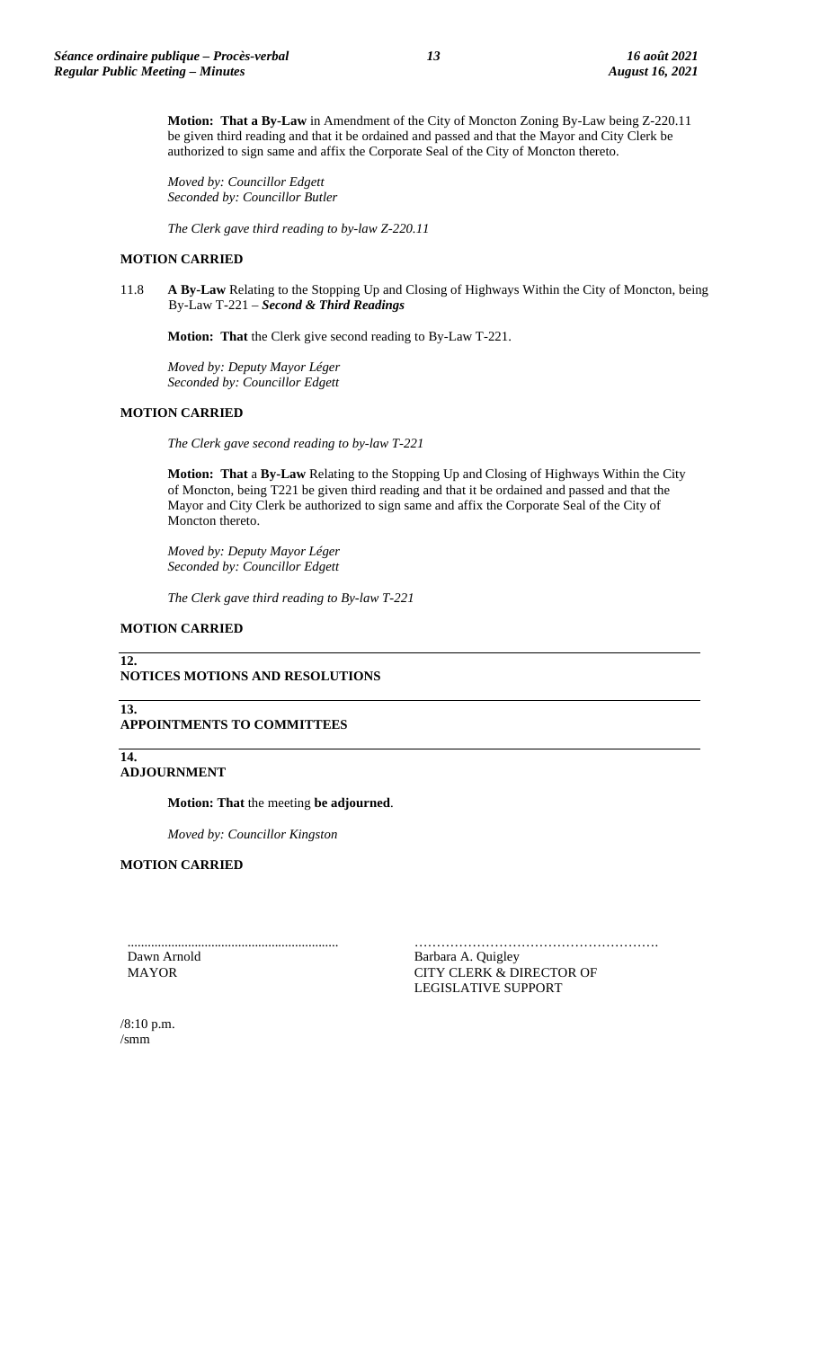**Motion: That a By-Law** in Amendment of the City of Moncton Zoning By-Law being Z-220.11 be given third reading and that it be ordained and passed and that the Mayor and City Clerk be authorized to sign same and affix the Corporate Seal of the City of Moncton thereto.

*Moved by: Councillor Edgett*
*Seconded by: Councillor Butler*

*The Clerk gave third reading to by-law Z-220.11*

**MOTION CARRIED**

11.8 **A By-Law** Relating to the Stopping Up and Closing of Highways Within the City of Moncton, being By-Law T-221 – ***Second & Third Readings***

**Motion: That** the Clerk give second reading to By-Law T-221.

*Moved by: Deputy Mayor Léger*
*Seconded by: Councillor Edgett*

**MOTION CARRIED**

*The Clerk gave second reading to by-law T-221*

**Motion: That** a **By-Law** Relating to the Stopping Up and Closing of Highways Within the City of Moncton, being T221 be given third reading and that it be ordained and passed and that the Mayor and City Clerk be authorized to sign same and affix the Corporate Seal of the City of Moncton thereto.

*Moved by: Deputy Mayor Léger*
*Seconded by: Councillor Edgett*

*The Clerk gave third reading to By-law T-221*

**MOTION CARRIED**

## 12. NOTICES MOTIONS AND RESOLUTIONS

## 13. APPOINTMENTS TO COMMITTEES

## 14. ADJOURNMENT

**Motion: That** the meeting **be adjourned**.

*Moved by: Councillor Kingston*

**MOTION CARRIED**

............................................................
Dawn Arnold
MAYOR

……………………………………………….
Barbara A. Quigley
CITY CLERK & DIRECTOR OF LEGISLATIVE SUPPORT

/8:10 p.m.
/smm